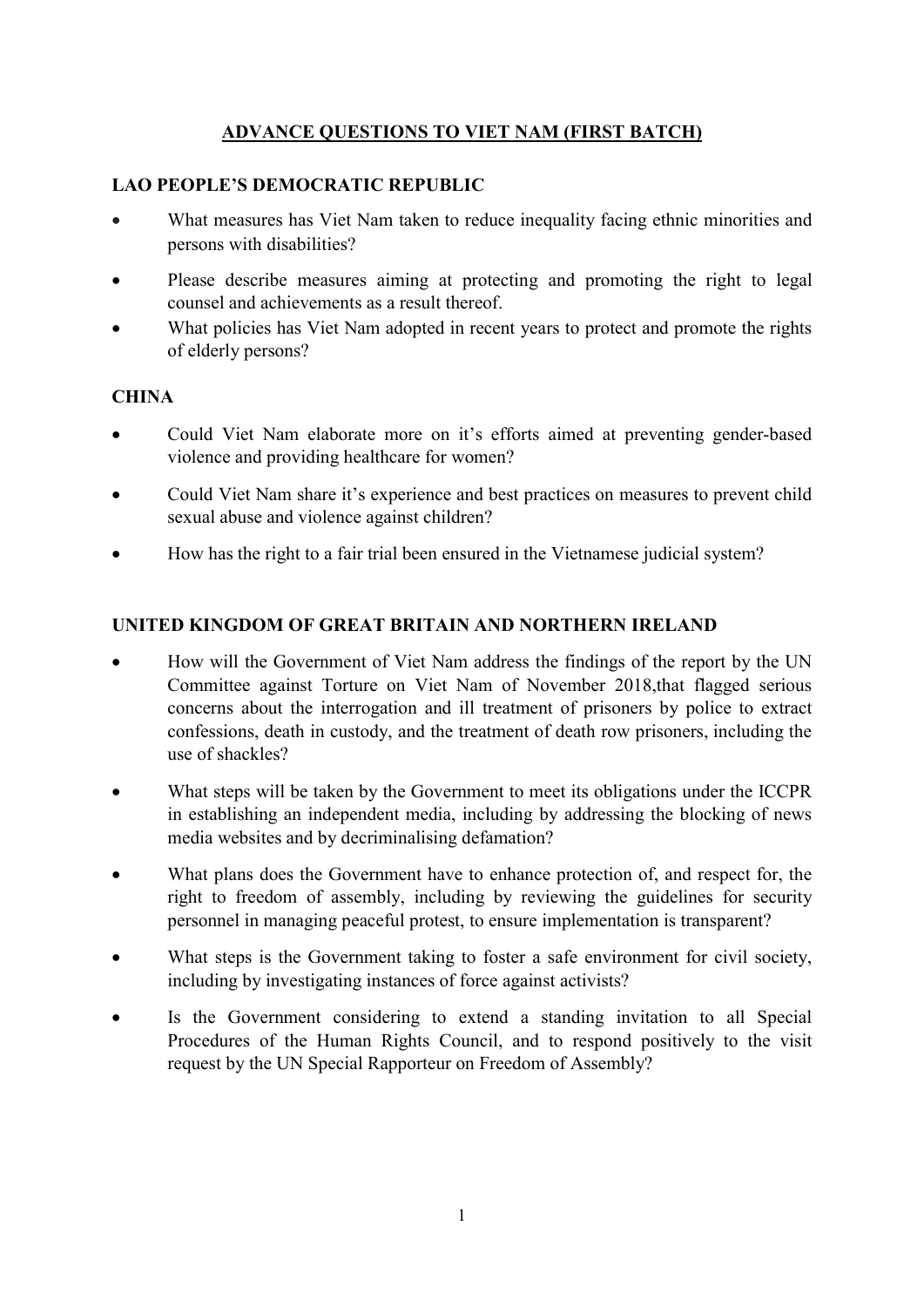# ADVANCE QUESTIONS TO VIET NAM (FIRST BATCH)

## LAO PEOPLE'S DEMOCRATIC REPUBLIC

- What measures has Viet Nam taken to reduce inequality facing ethnic minorities and persons with disabilities?
- Please describe measures aiming at protecting and promoting the right to legal counsel and achievements as a result thereof.
- What policies has Viet Nam adopted in recent years to protect and promote the rights of elderly persons?

## CHINA

- Could Viet Nam elaborate more on it's efforts aimed at preventing gender-based violence and providing healthcare for women?
- Could Viet Nam share it's experience and best practices on measures to prevent child sexual abuse and violence against children?
- How has the right to a fair trial been ensured in the Vietnamese judicial system?

## UNITED KINGDOM OF GREAT BRITAIN AND NORTHERN IRELAND

- How will the Government of Viet Nam address the findings of the report by the UN Committee against Torture on Viet Nam of November 2018,that flagged serious concerns about the interrogation and ill treatment of prisoners by police to extract confessions, death in custody, and the treatment of death row prisoners, including the use of shackles?
- What steps will be taken by the Government to meet its obligations under the ICCPR in establishing an independent media, including by addressing the blocking of news media websites and by decriminalising defamation?
- What plans does the Government have to enhance protection of, and respect for, the right to freedom of assembly, including by reviewing the guidelines for security personnel in managing peaceful protest, to ensure implementation is transparent?
- What steps is the Government taking to foster a safe environment for civil society, including by investigating instances of force against activists?
- Is the Government considering to extend a standing invitation to all Special Procedures of the Human Rights Council, and to respond positively to the visit request by the UN Special Rapporteur on Freedom of Assembly?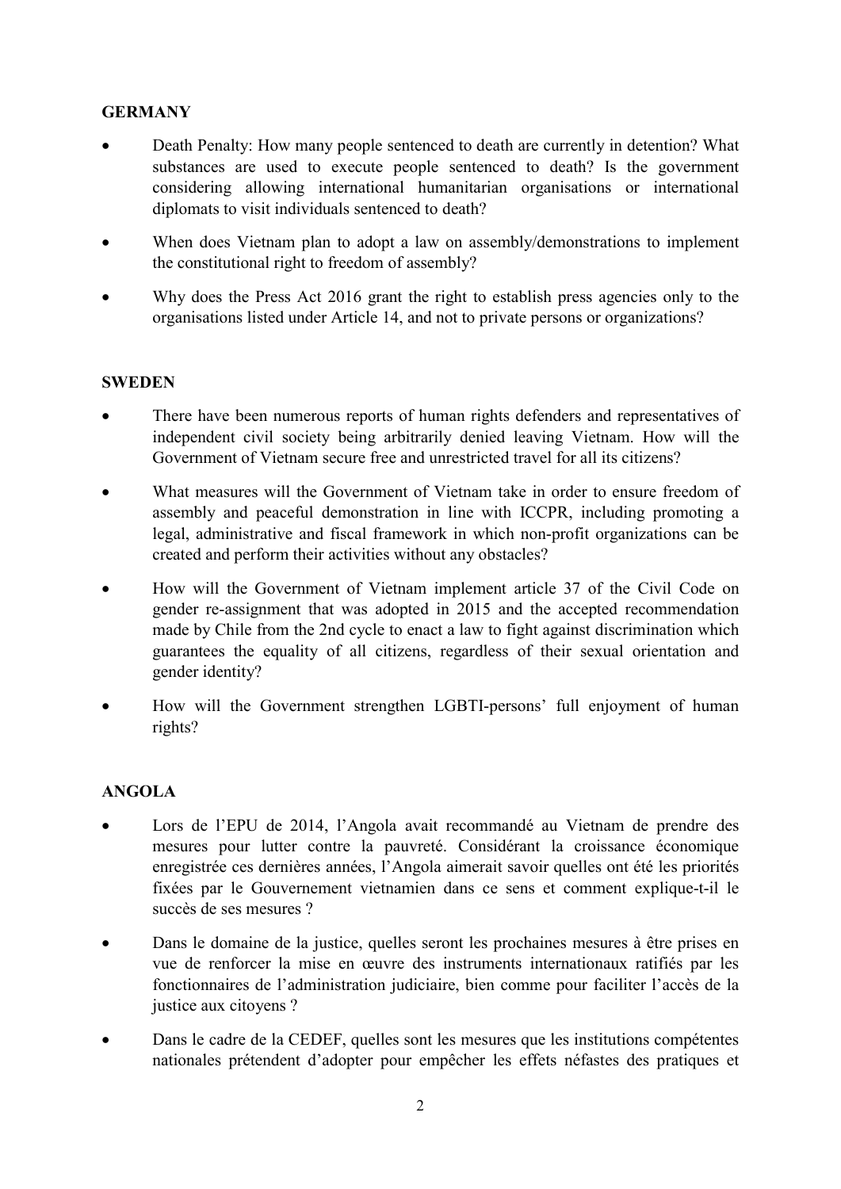**GERMANY**

- Death Penalty: How many people sentenced to death are currently in detention? What substances are used to execute people sentenced to death? Is the government considering allowing international humanitarian organisations or international diplomats to visit individuals sentenced to death?
- When does Vietnam plan to adopt a law on assembly/demonstrations to implement the constitutional right to freedom of assembly?
- Why does the Press Act 2016 grant the right to establish press agencies only to the organisations listed under Article 14, and not to private persons or organizations?

**SWEDEN**

- There have been numerous reports of human rights defenders and representatives of independent civil society being arbitrarily denied leaving Vietnam. How will the Government of Vietnam secure free and unrestricted travel for all its citizens?
- What measures will the Government of Vietnam take in order to ensure freedom of assembly and peaceful demonstration in line with ICCPR, including promoting a legal, administrative and fiscal framework in which non-profit organizations can be created and perform their activities without any obstacles?
- How will the Government of Vietnam implement article 37 of the Civil Code on gender re-assignment that was adopted in 2015 and the accepted recommendation made by Chile from the 2nd cycle to enact a law to fight against discrimination which guarantees the equality of all citizens, regardless of their sexual orientation and gender identity?
- How will the Government strengthen LGBTI-persons' full enjoyment of human rights?

**ANGOLA**

- Lors de l'EPU de 2014, l'Angola avait recommandé au Vietnam de prendre des mesures pour lutter contre la pauvreté. Considérant la croissance économique enregistrée ces dernières années, l'Angola aimerait savoir quelles ont été les priorités fixées par le Gouvernement vietnamien dans ce sens et comment explique-t-il le succès de ses mesures ?
- Dans le domaine de la justice, quelles seront les prochaines mesures à être prises en vue de renforcer la mise en œuvre des instruments internationaux ratifiés par les fonctionnaires de l'administration judiciaire, bien comme pour faciliter l'accès de la justice aux citoyens ?
- Dans le cadre de la CEDEF, quelles sont les mesures que les institutions compétentes nationales prétendent d'adopter pour empêcher les effets néfastes des pratiques et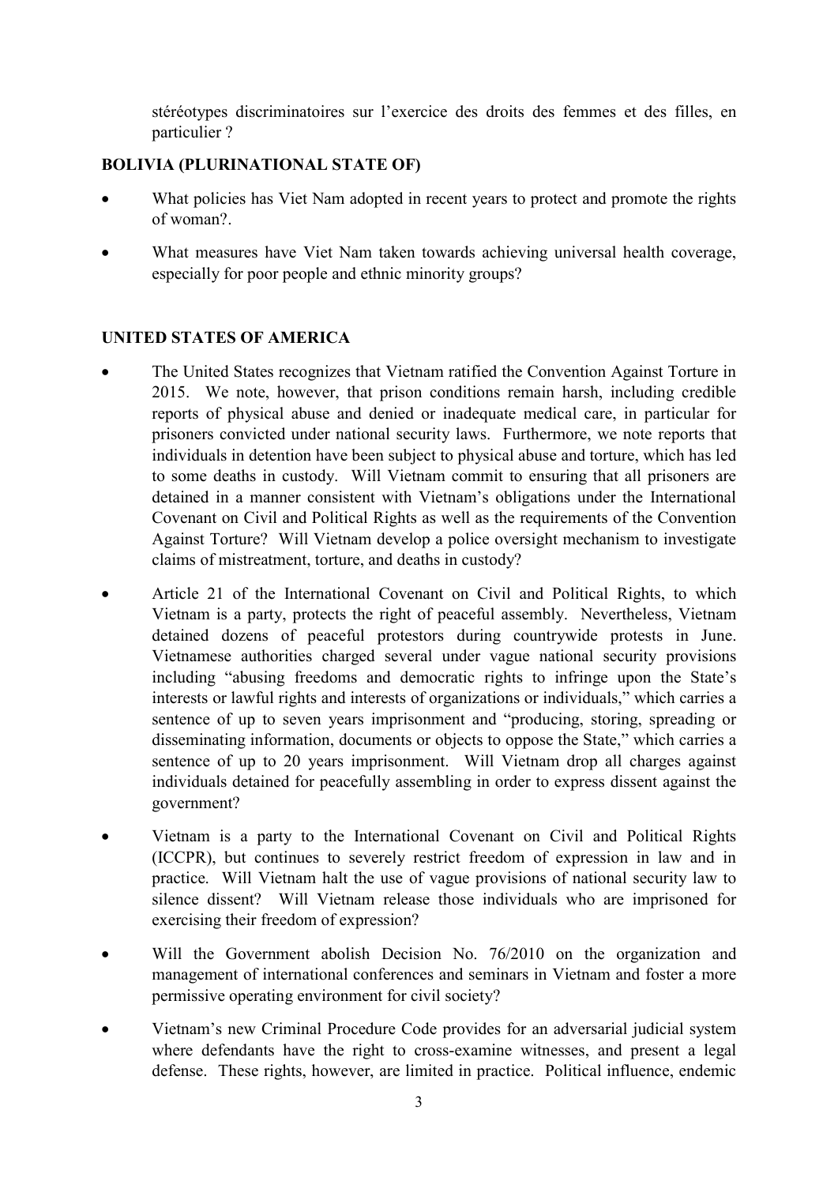stéréotypes discriminatoires sur l'exercice des droits des femmes et des filles, en particulier ?

## BOLIVIA (PLURINATIONAL STATE OF)

- What policies has Viet Nam adopted in recent years to protect and promote the rights of woman?.
- What measures have Viet Nam taken towards achieving universal health coverage, especially for poor people and ethnic minority groups?

## UNITED STATES OF AMERICA

- The United States recognizes that Vietnam ratified the Convention Against Torture in 2015. We note, however, that prison conditions remain harsh, including credible reports of physical abuse and denied or inadequate medical care, in particular for prisoners convicted under national security laws. Furthermore, we note reports that individuals in detention have been subject to physical abuse and torture, which has led to some deaths in custody. Will Vietnam commit to ensuring that all prisoners are detained in a manner consistent with Vietnam's obligations under the International Covenant on Civil and Political Rights as well as the requirements of the Convention Against Torture? Will Vietnam develop a police oversight mechanism to investigate claims of mistreatment, torture, and deaths in custody?
- Article 21 of the International Covenant on Civil and Political Rights, to which Vietnam is a party, protects the right of peaceful assembly. Nevertheless, Vietnam detained dozens of peaceful protestors during countrywide protests in June. Vietnamese authorities charged several under vague national security provisions including "abusing freedoms and democratic rights to infringe upon the State's interests or lawful rights and interests of organizations or individuals," which carries a sentence of up to seven years imprisonment and "producing, storing, spreading or disseminating information, documents or objects to oppose the State," which carries a sentence of up to 20 years imprisonment. Will Vietnam drop all charges against individuals detained for peacefully assembling in order to express dissent against the government?
- Vietnam is a party to the International Covenant on Civil and Political Rights (ICCPR), but continues to severely restrict freedom of expression in law and in practice. Will Vietnam halt the use of vague provisions of national security law to silence dissent? Will Vietnam release those individuals who are imprisoned for exercising their freedom of expression?
- Will the Government abolish Decision No. 76/2010 on the organization and management of international conferences and seminars in Vietnam and foster a more permissive operating environment for civil society?
- Vietnam's new Criminal Procedure Code provides for an adversarial judicial system where defendants have the right to cross-examine witnesses, and present a legal defense. These rights, however, are limited in practice. Political influence, endemic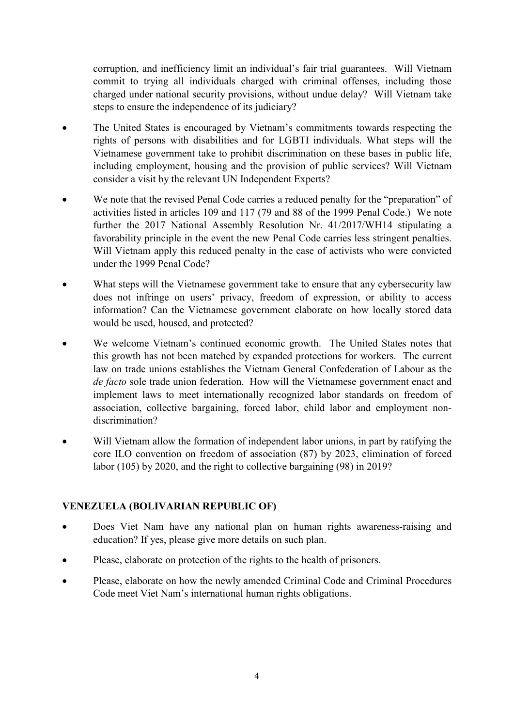corruption, and inefficiency limit an individual's fair trial guarantees. Will Vietnam commit to trying all individuals charged with criminal offenses, including those charged under national security provisions, without undue delay? Will Vietnam take steps to ensure the independence of its judiciary?

- The United States is encouraged by Vietnam's commitments towards respecting the rights of persons with disabilities and for LGBTI individuals. What steps will the Vietnamese government take to prohibit discrimination on these bases in public life, including employment, housing and the provision of public services? Will Vietnam consider a visit by the relevant UN Independent Experts?

- We note that the revised Penal Code carries a reduced penalty for the "preparation" of activities listed in articles 109 and 117 (79 and 88 of the 1999 Penal Code.) We note further the 2017 National Assembly Resolution Nr. 41/2017/WH14 stipulating a favorability principle in the event the new Penal Code carries less stringent penalties. Will Vietnam apply this reduced penalty in the case of activists who were convicted under the 1999 Penal Code?

- What steps will the Vietnamese government take to ensure that any cybersecurity law does not infringe on users' privacy, freedom of expression, or ability to access information? Can the Vietnamese government elaborate on how locally stored data would be used, housed, and protected?

- We welcome Vietnam's continued economic growth. The United States notes that this growth has not been matched by expanded protections for workers. The current law on trade unions establishes the Vietnam General Confederation of Labour as the *de facto* sole trade union federation. How will the Vietnamese government enact and implement laws to meet internationally recognized labor standards on freedom of association, collective bargaining, forced labor, child labor and employment non-discrimination?

- Will Vietnam allow the formation of independent labor unions, in part by ratifying the core ILO convention on freedom of association (87) by 2023, elimination of forced labor (105) by 2020, and the right to collective bargaining (98) in 2019?

## VENEZUELA (BOLIVARIAN REPUBLIC OF)

- Does Viet Nam have any national plan on human rights awareness-raising and education? If yes, please give more details on such plan.

- Please, elaborate on protection of the rights to the health of prisoners.

- Please, elaborate on how the newly amended Criminal Code and Criminal Procedures Code meet Viet Nam's international human rights obligations.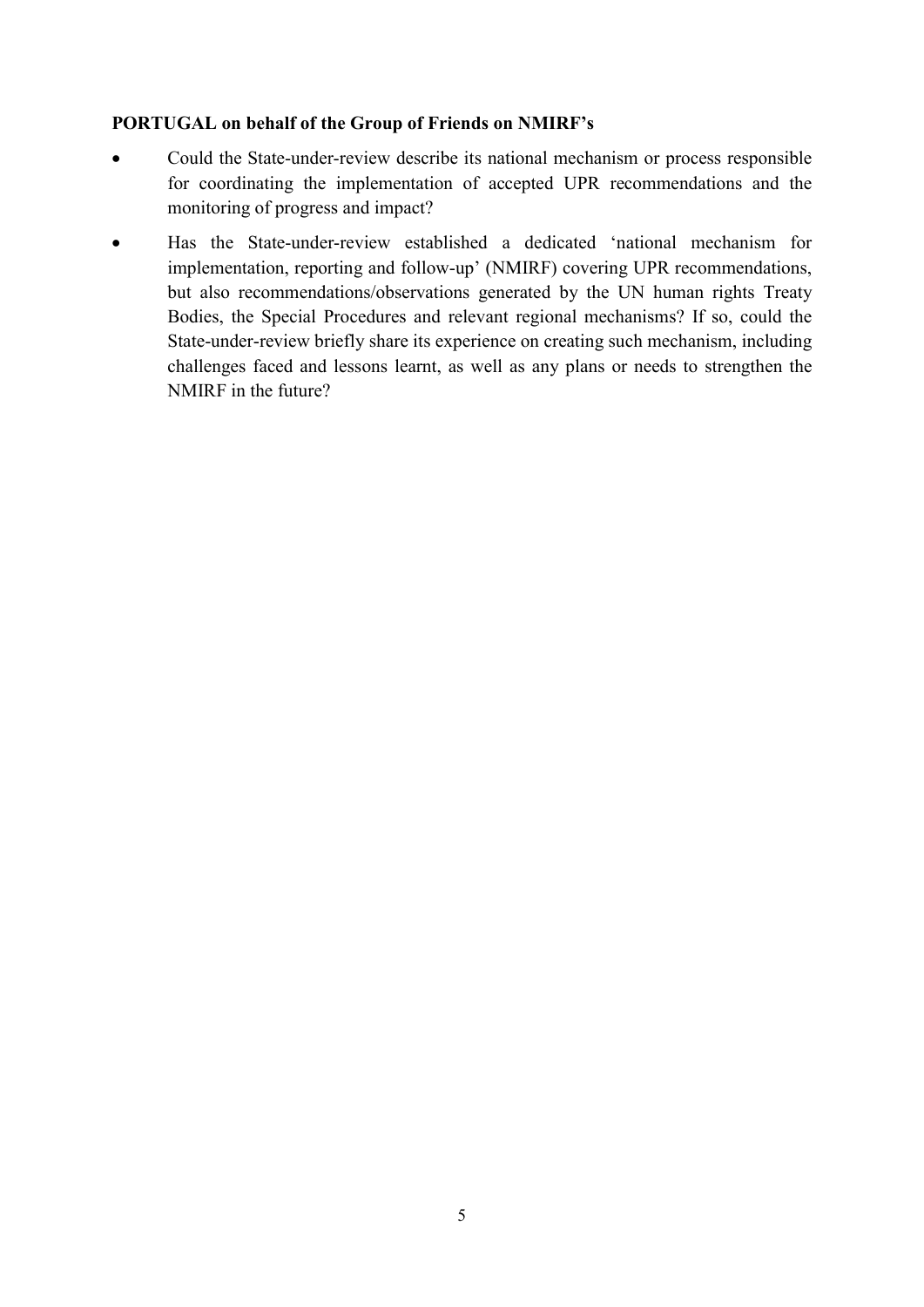**PORTUGAL on behalf of the Group of Friends on NMIRF's**

- Could the State-under-review describe its national mechanism or process responsible for coordinating the implementation of accepted UPR recommendations and the monitoring of progress and impact?
- Has the State-under-review established a dedicated 'national mechanism for implementation, reporting and follow-up' (NMIRF) covering UPR recommendations, but also recommendations/observations generated by the UN human rights Treaty Bodies, the Special Procedures and relevant regional mechanisms? If so, could the State-under-review briefly share its experience on creating such mechanism, including challenges faced and lessons learnt, as well as any plans or needs to strengthen the NMIRF in the future?